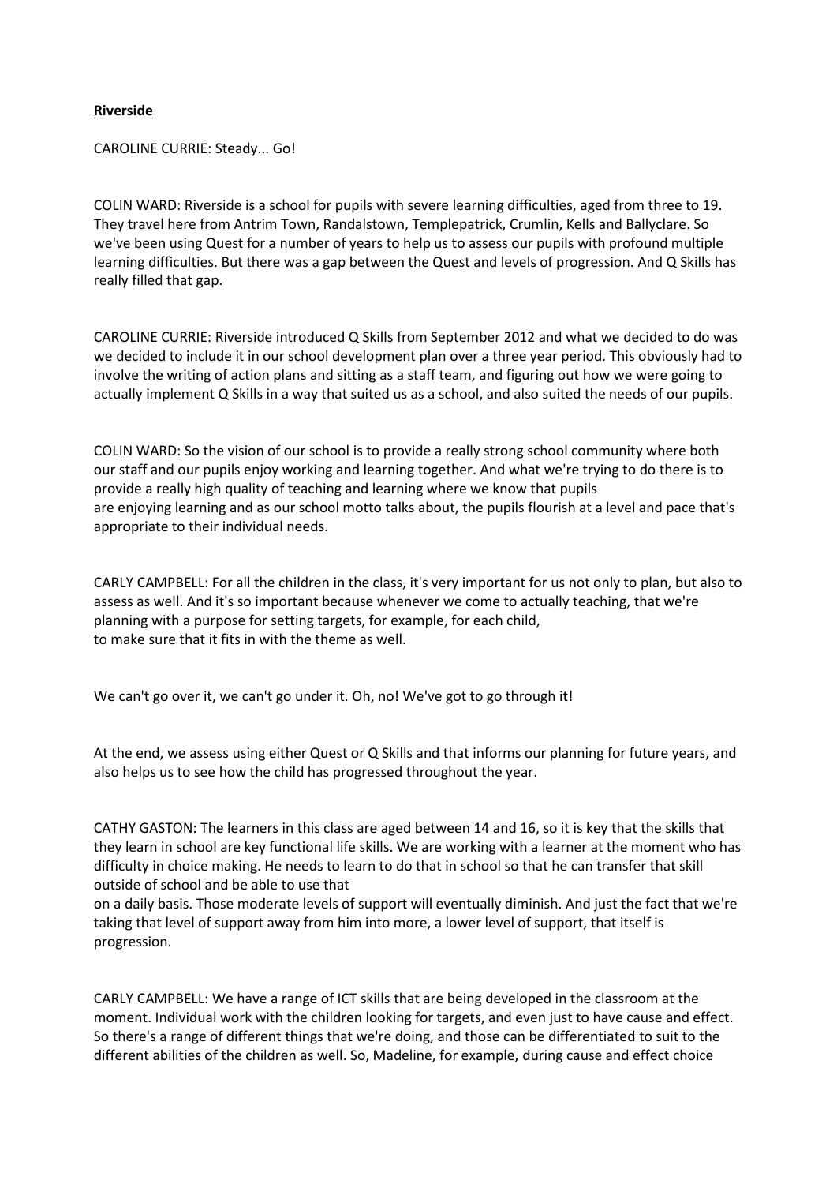**Riverside**

CAROLINE CURRIE: Steady... Go!

COLIN WARD: Riverside is a school for pupils with severe learning difficulties, aged from three to 19. They travel here from Antrim Town, Randalstown, Templepatrick, Crumlin, Kells and Ballyclare. So we've been using Quest for a number of years to help us to assess our pupils with profound multiple learning difficulties. But there was a gap between the Quest and levels of progression. And Q Skills has really filled that gap.

CAROLINE CURRIE: Riverside introduced Q Skills from September 2012 and what we decided to do was we decided to include it in our school development plan over a three year period. This obviously had to involve the writing of action plans and sitting as a staff team, and figuring out how we were going to actually implement Q Skills in a way that suited us as a school, and also suited the needs of our pupils.

COLIN WARD: So the vision of our school is to provide a really strong school community where both our staff and our pupils enjoy working and learning together. And what we're trying to do there is to provide a really high quality of teaching and learning where we know that pupils are enjoying learning and as our school motto talks about, the pupils flourish at a level and pace that's appropriate to their individual needs.

CARLY CAMPBELL: For all the children in the class, it's very important for us not only to plan, but also to assess as well. And it's so important because whenever we come to actually teaching, that we're planning with a purpose for setting targets, for example, for each child, to make sure that it fits in with the theme as well.

We can't go over it, we can't go under it. Oh, no! We've got to go through it!

At the end, we assess using either Quest or Q Skills and that informs our planning for future years, and also helps us to see how the child has progressed throughout the year.

CATHY GASTON: The learners in this class are aged between 14 and 16, so it is key that the skills that they learn in school are key functional life skills. We are working with a learner at the moment who has difficulty in choice making. He needs to learn to do that in school so that he can transfer that skill outside of school and be able to use that on a daily basis. Those moderate levels of support will eventually diminish. And just the fact that we're taking that level of support away from him into more, a lower level of support, that itself is progression.

CARLY CAMPBELL: We have a range of ICT skills that are being developed in the classroom at the moment. Individual work with the children looking for targets, and even just to have cause and effect. So there's a range of different things that we're doing, and those can be differentiated to suit to the different abilities of the children as well. So, Madeline, for example, during cause and effect choice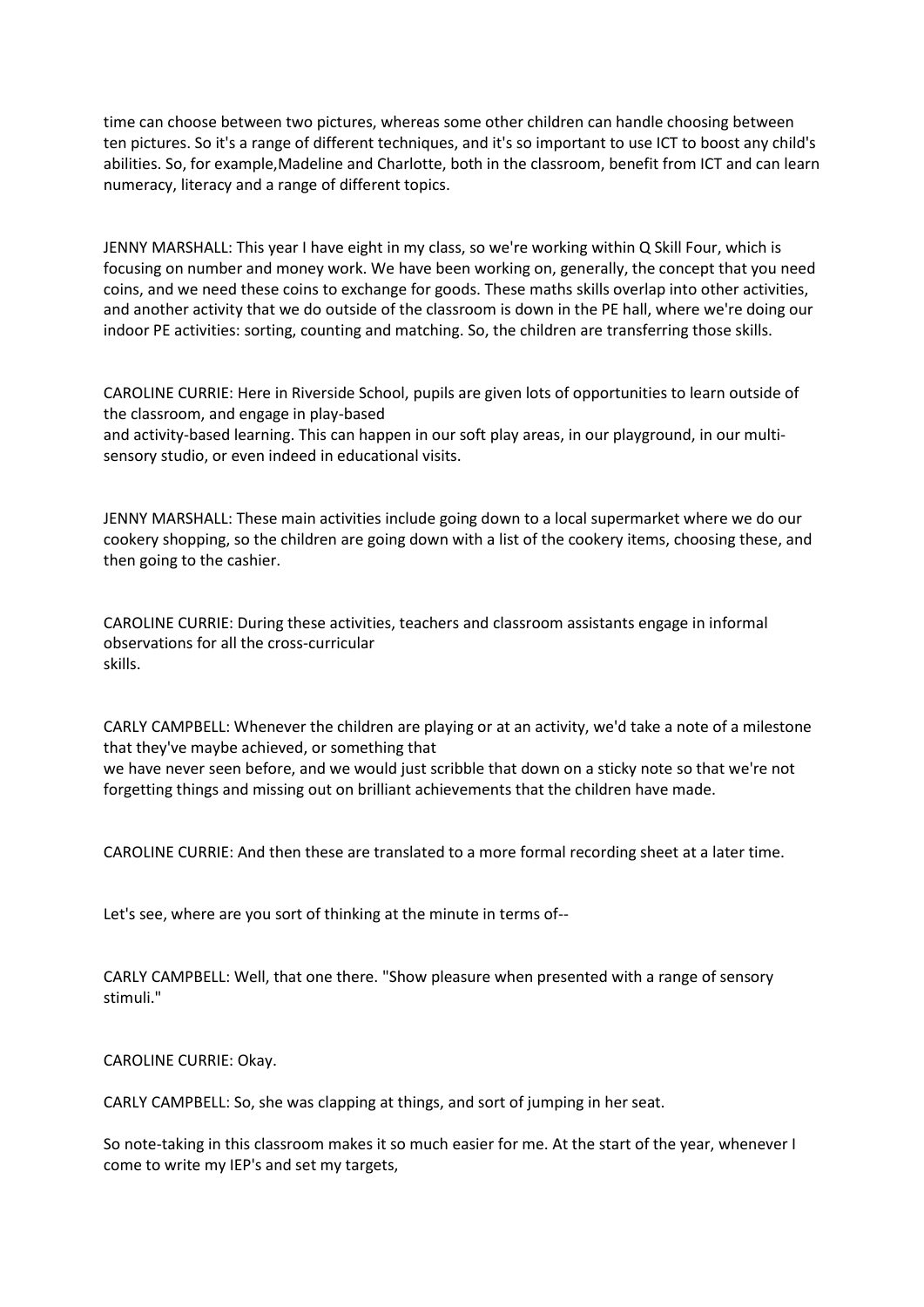time can choose between two pictures, whereas some other children can handle choosing between ten pictures. So it's a range of different techniques, and it's so important to use ICT to boost any child's abilities. So, for example,Madeline and Charlotte, both in the classroom, benefit from ICT and can learn numeracy, literacy and a range of different topics.

JENNY MARSHALL: This year I have eight in my class, so we're working within Q Skill Four, which is focusing on number and money work. We have been working on, generally, the concept that you need coins, and we need these coins to exchange for goods. These maths skills overlap into other activities, and another activity that we do outside of the classroom is down in the PE hall, where we're doing our indoor PE activities: sorting, counting and matching. So, the children are transferring those skills.

CAROLINE CURRIE: Here in Riverside School, pupils are given lots of opportunities to learn outside of the classroom, and engage in play-based and activity-based learning. This can happen in our soft play areas, in our playground, in our multi-sensory studio, or even indeed in educational visits.

JENNY MARSHALL: These main activities include going down to a local supermarket where we do our cookery shopping, so the children are going down with a list of the cookery items, choosing these, and then going to the cashier.

CAROLINE CURRIE: During these activities, teachers and classroom assistants engage in informal observations for all the cross-curricular skills.

CARLY CAMPBELL: Whenever the children are playing or at an activity, we'd take a note of a milestone that they've maybe achieved, or something that we have never seen before, and we would just scribble that down on a sticky note so that we're not forgetting things and missing out on brilliant achievements that the children have made.

CAROLINE CURRIE: And then these are translated to a more formal recording sheet at a later time.

Let's see, where are you sort of thinking at the minute in terms of--

CARLY CAMPBELL: Well, that one there. "Show pleasure when presented with a range of sensory stimuli."

CAROLINE CURRIE: Okay.

CARLY CAMPBELL: So, she was clapping at things, and sort of jumping in her seat.

So note-taking in this classroom makes it so much easier for me. At the start of the year, whenever I come to write my IEP's and set my targets,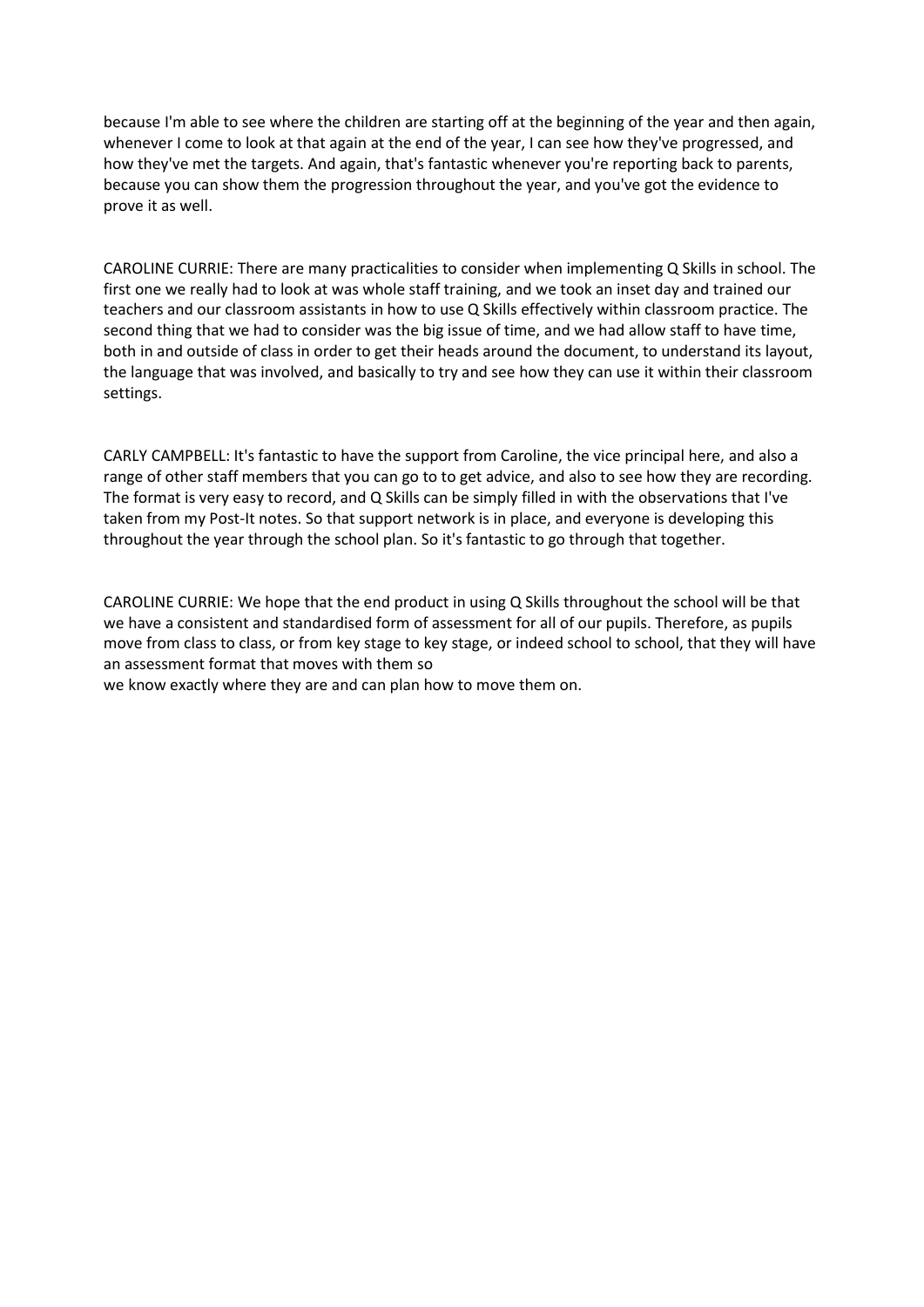because I'm able to see where the children are starting off at the beginning of the year and then again, whenever I come to look at that again at the end of the year, I can see how they've progressed, and how they've met the targets. And again, that's fantastic whenever you're reporting back to parents, because you can show them the progression throughout the year, and you've got the evidence to prove it as well.

CAROLINE CURRIE: There are many practicalities to consider when implementing Q Skills in school. The first one we really had to look at was whole staff training, and we took an inset day and trained our teachers and our classroom assistants in how to use Q Skills effectively within classroom practice. The second thing that we had to consider was the big issue of time, and we had allow staff to have time, both in and outside of class in order to get their heads around the document, to understand its layout, the language that was involved, and basically to try and see how they can use it within their classroom settings.

CARLY CAMPBELL: It's fantastic to have the support from Caroline, the vice principal here, and also a range of other staff members that you can go to to get advice, and also to see how they are recording. The format is very easy to record, and Q Skills can be simply filled in with the observations that I've taken from my Post-It notes. So that support network is in place, and everyone is developing this throughout the year through the school plan. So it's fantastic to go through that together.

CAROLINE CURRIE: We hope that the end product in using Q Skills throughout the school will be that we have a consistent and standardised form of assessment for all of our pupils. Therefore, as pupils move from class to class, or from key stage to key stage, or indeed school to school, that they will have an assessment format that moves with them so
we know exactly where they are and can plan how to move them on.